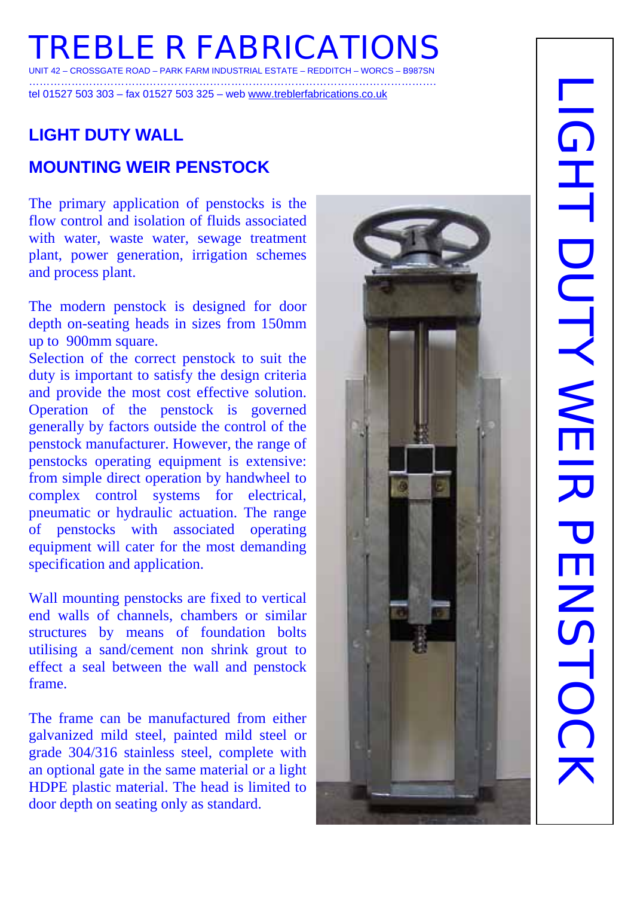# TREBLE R FABRICATIONS

UNIT 42 – CROSSGATE ROAD – PARK FARM INDUSTRIAL ESTATE – REDDITCH – WORCS – B987SN

tel 01527 503 303 – fax 01527 503 325 – web www.treblerfabrications.co.uk

## LIGHT DUTY WALL

## MOUNTING WEIR PENSTOCK

The primary application of penstocks is the flow control and isolation of fluids associated with water, waste water, sewage treatment plant, power generation, irrigation schemes and process plant.

The modern penstock is designed for door depth on-seating heads in sizes from 150mm up to 900mm square.

Selection of the correct penstock to suit the duty is important to satisfy the design criteria and provide the most cost effective solution. Operation of the penstock is governed generally by factors outside the control of the penstock manufacturer. However, the range of penstocks operating equipment is extensive: from simple direct operation by handwheel to complex control systems for electrical, pneumatic or hydraulic actuation. The range of penstocks with associated operating equipment will cater for the most demanding specification and application.

Wall mounting penstocks are fixed to vertical end walls of channels, chambers or similar structures by means of foundation bolts utilising a sand/cement non shrink grout to effect a seal between the wall and penstock frame.

The frame can be manufactured from either galvanized mild steel, painted mild steel or grade 304/316 stainless steel, complete with an optional gate in the same material or a light HDPE plastic material. The head is limited to door depth on seating only as standard.

LIGHT DUTY WEIR PENSTOCK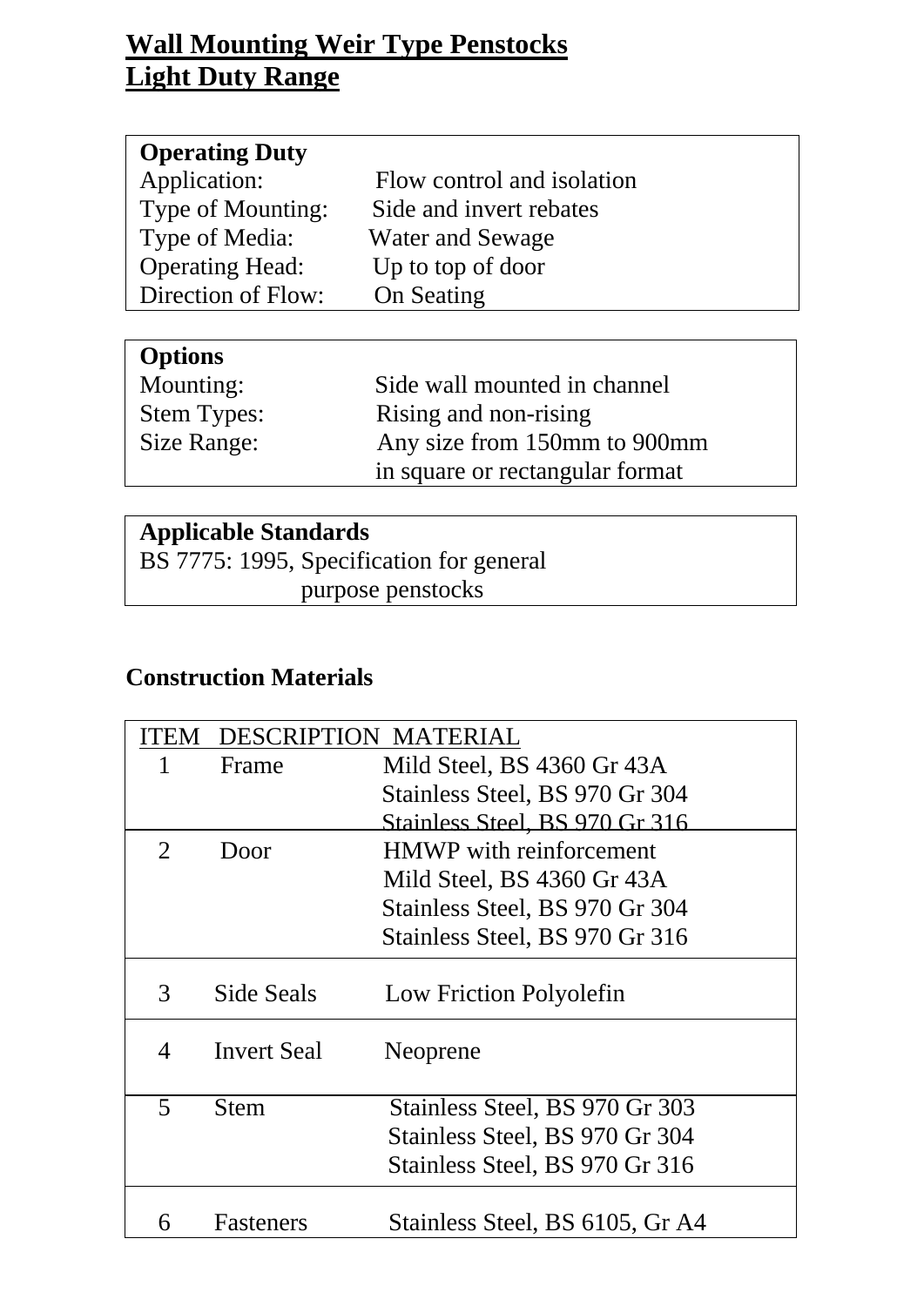# Wall Mounting Weir Type Penstocks
# Light Duty Range

| **Operating Duty** | |
|---|---|
| Application: | Flow control and isolation |
| Type of Mounting: | Side and invert rebates |
| Type of Media: | Water and Sewage |
| Operating Head: | Up to top of door |
| Direction of Flow: | On Seating |

| **Options** | |
|---|---|
| Mounting: | Side wall mounted in channel |
| Stem Types: | Rising and non-rising |
| Size Range: | Any size from 150mm to 900mm in square or rectangular format |

**Applicable Standards**

BS 7775: 1995, Specification for general purpose penstocks

## Construction Materials

| ITEM | DESCRIPTION | MATERIAL |
|---|---|---|
| 1 | Frame | Mild Steel, BS 4360 Gr 43A<br>Stainless Steel, BS 970 Gr 304<br>Stainless Steel, BS 970 Gr 316 |
| 2 | Door | HMWP with reinforcement<br>Mild Steel, BS 4360 Gr 43A<br>Stainless Steel, BS 970 Gr 304<br>Stainless Steel, BS 970 Gr 316 |
| 3 | Side Seals | Low Friction Polyolefin |
| 4 | Invert Seal | Neoprene |
| 5 | Stem | Stainless Steel, BS 970 Gr 303<br>Stainless Steel, BS 970 Gr 304<br>Stainless Steel, BS 970 Gr 316 |
| 6 | Fasteners | Stainless Steel, BS 6105, Gr A4 |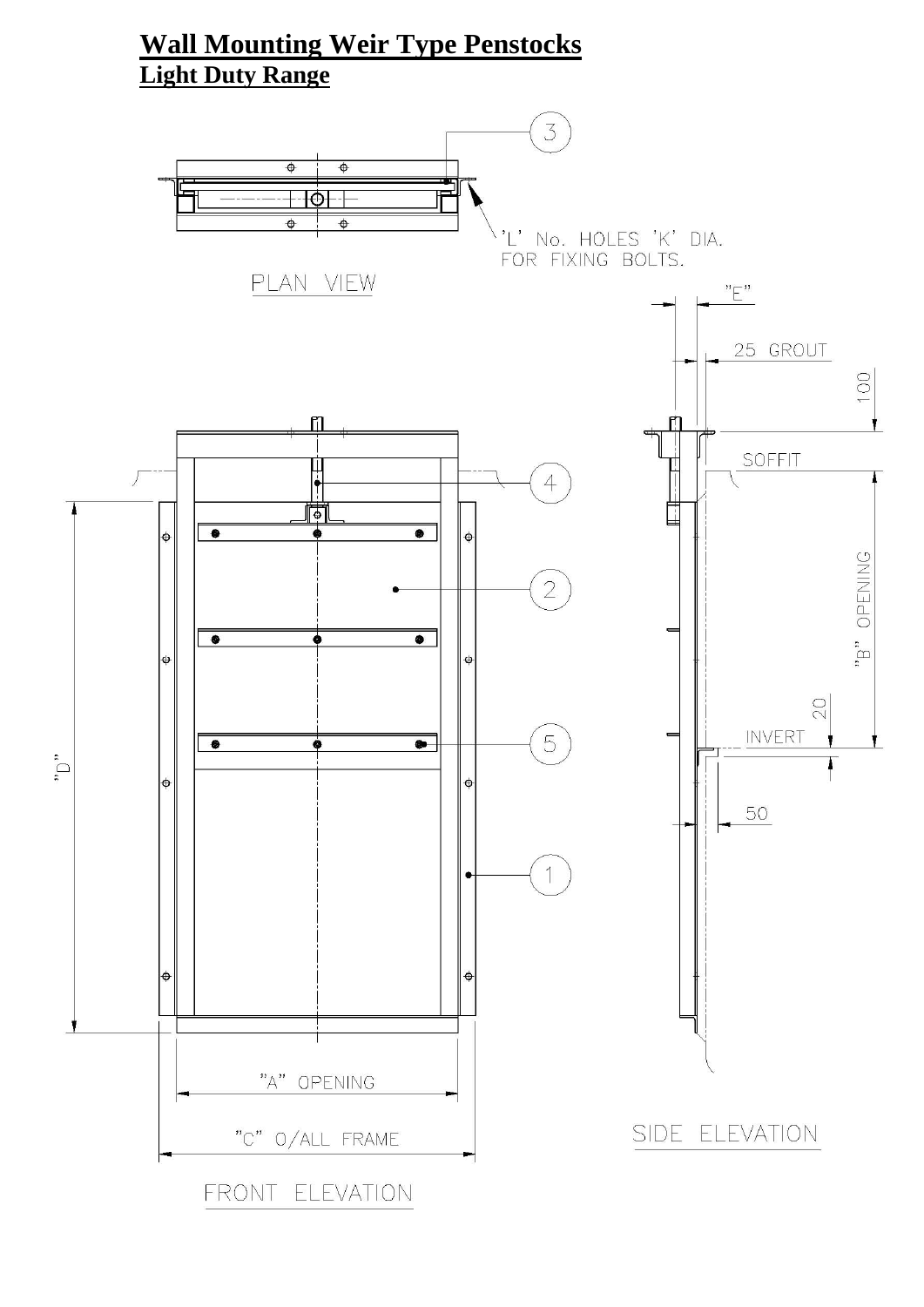# Wall Mounting Weir Type Penstocks

## Light Duty Range

PLAN VIEW

'L' No. HOLES 'K' DIA. FOR FIXING BOLTS.

"E"

25 GROUT

100

SOFFIT

"B" OPENING

20

INVERT

50

"D"

"A" OPENING

"C" O/ALL FRAME

FRONT ELEVATION

SIDE ELEVATION

1 2 3 4 5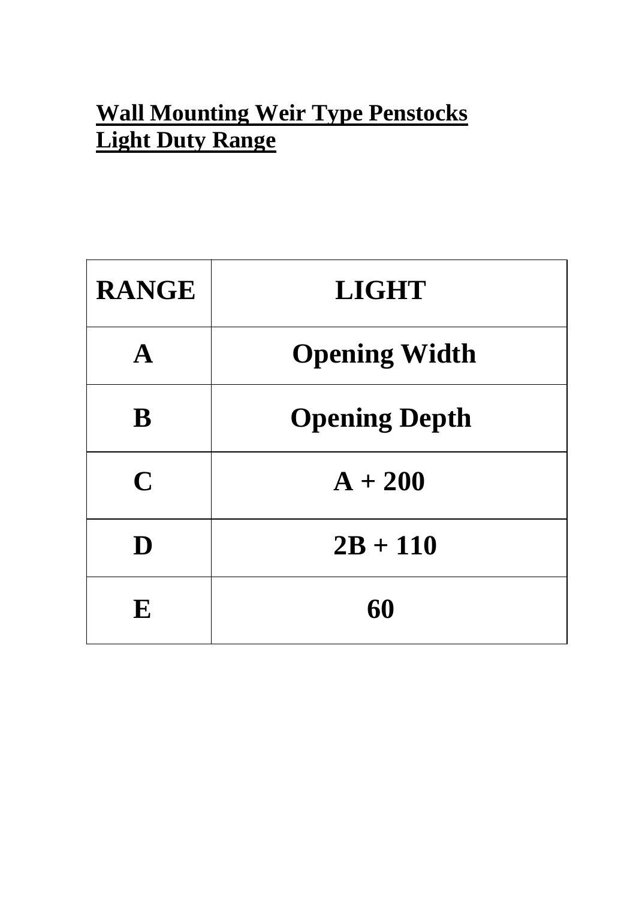**Wall Mounting Weir Type Penstocks**
**Light Duty Range**

| RANGE | LIGHT |
|---|---|
| A | Opening Width |
| B | Opening Depth |
| C | A + 200 |
| D | 2B + 110 |
| E | 60 |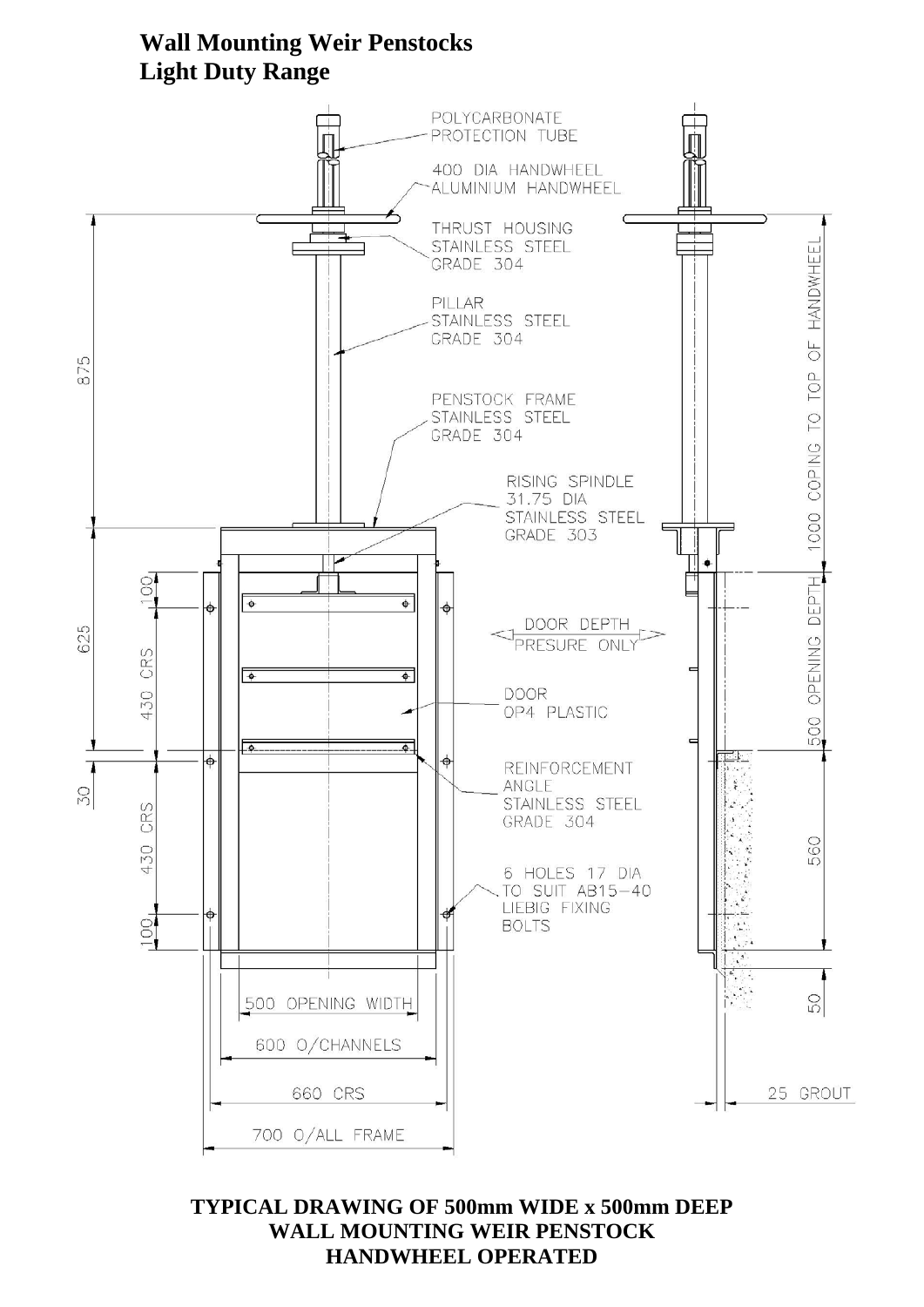# Wall Mounting Weir Penstocks
## Light Duty Range

POLYCARBONATE PROTECTION TUBE

400 DIA HANDWHEEL ALUMINIUM HANDWHEEL

THRUST HOUSING STAINLESS STEEL GRADE 304

PILLAR STAINLESS STEEL GRADE 304

PENSTOCK FRAME STAINLESS STEEL GRADE 304

RISING SPINDLE 31.75 DIA STAINLESS STEEL GRADE 303

DOOR DEPTH PRESURE ONLY

DOOR OP4 PLASTIC

REINFORCEMENT ANGLE STAINLESS STEEL GRADE 304

6 HOLES 17 DIA TO SUIT AB15-40 LIEBIG FIXING BOLTS

875

625

30

100

430 CRS

430 CRS

100

1000 COPING TO TOP OF HANDWHEEL

500 OPENING DEPTH

560

50

25 GROUT

500 OPENING WIDTH

600 O/CHANNELS

660 CRS

700 O/ALL FRAME

**TYPICAL DRAWING OF 500mm WIDE x 500mm DEEP WALL MOUNTING WEIR PENSTOCK HANDWHEEL OPERATED**